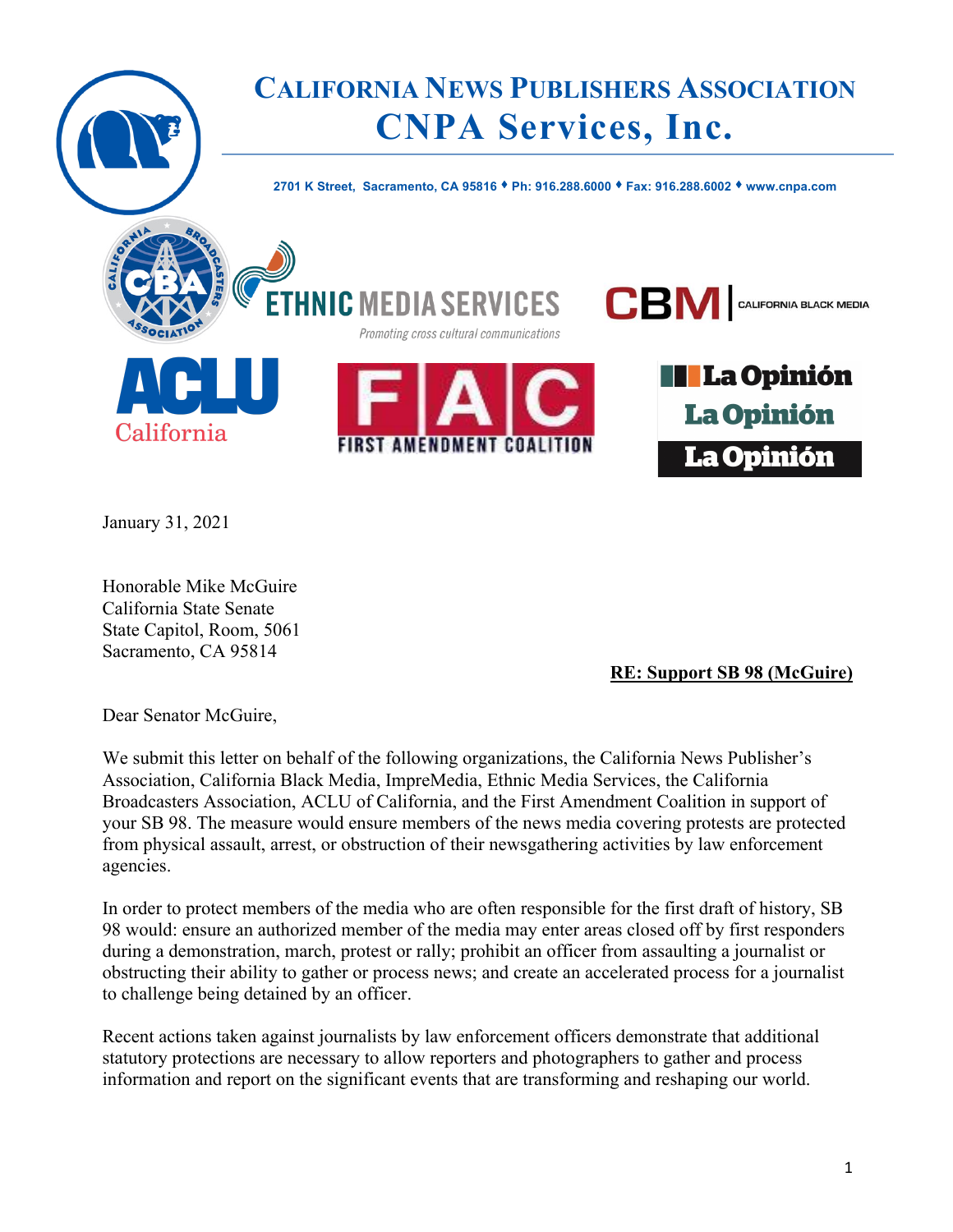# CALIFORNIA NEWS PUBLISHERS ASSOCIATION
## CNPA Services, Inc.

2701 K Street, Sacramento, CA 95816 ♦ Ph: 916.288.6000 ♦ Fax: 916.288.6002 ♦ www.cnpa.com

January 31, 2021

Honorable Mike McGuire
California State Senate
State Capitol, Room, 5061
Sacramento, CA 95814

**RE: Support SB 98 (McGuire)**

Dear Senator McGuire,

We submit this letter on behalf of the following organizations, the California News Publisher's Association, California Black Media, ImpreMedia, Ethnic Media Services, the California Broadcasters Association, ACLU of California, and the First Amendment Coalition in support of your SB 98. The measure would ensure members of the news media covering protests are protected from physical assault, arrest, or obstruction of their newsgathering activities by law enforcement agencies.

In order to protect members of the media who are often responsible for the first draft of history, SB 98 would: ensure an authorized member of the media may enter areas closed off by first responders during a demonstration, march, protest or rally; prohibit an officer from assaulting a journalist or obstructing their ability to gather or process news; and create an accelerated process for a journalist to challenge being detained by an officer.

Recent actions taken against journalists by law enforcement officers demonstrate that additional statutory protections are necessary to allow reporters and photographers to gather and process information and report on the significant events that are transforming and reshaping our world.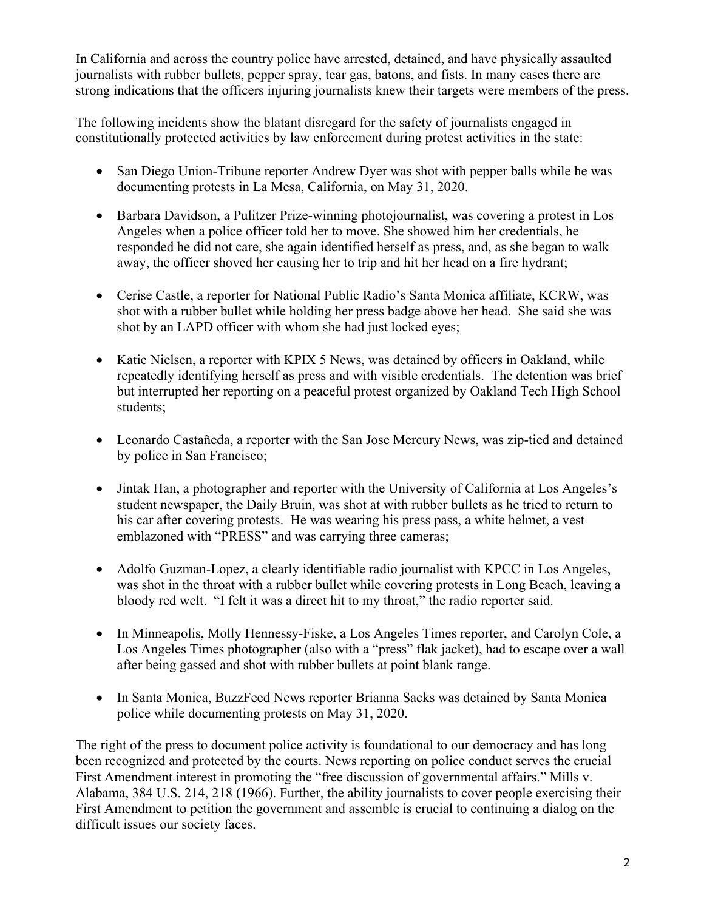In California and across the country police have arrested, detained, and have physically assaulted journalists with rubber bullets, pepper spray, tear gas, batons, and fists. In many cases there are strong indications that the officers injuring journalists knew their targets were members of the press.

The following incidents show the blatant disregard for the safety of journalists engaged in constitutionally protected activities by law enforcement during protest activities in the state:

- San Diego Union-Tribune reporter Andrew Dyer was shot with pepper balls while he was documenting protests in La Mesa, California, on May 31, 2020.
- Barbara Davidson, a Pulitzer Prize-winning photojournalist, was covering a protest in Los Angeles when a police officer told her to move. She showed him her credentials, he responded he did not care, she again identified herself as press, and, as she began to walk away, the officer shoved her causing her to trip and hit her head on a fire hydrant;
- Cerise Castle, a reporter for National Public Radio's Santa Monica affiliate, KCRW, was shot with a rubber bullet while holding her press badge above her head. She said she was shot by an LAPD officer with whom she had just locked eyes;
- Katie Nielsen, a reporter with KPIX 5 News, was detained by officers in Oakland, while repeatedly identifying herself as press and with visible credentials. The detention was brief but interrupted her reporting on a peaceful protest organized by Oakland Tech High School students;
- Leonardo Castañeda, a reporter with the San Jose Mercury News, was zip-tied and detained by police in San Francisco;
- Jintak Han, a photographer and reporter with the University of California at Los Angeles's student newspaper, the Daily Bruin, was shot at with rubber bullets as he tried to return to his car after covering protests. He was wearing his press pass, a white helmet, a vest emblazoned with "PRESS" and was carrying three cameras;
- Adolfo Guzman-Lopez, a clearly identifiable radio journalist with KPCC in Los Angeles, was shot in the throat with a rubber bullet while covering protests in Long Beach, leaving a bloody red welt. "I felt it was a direct hit to my throat," the radio reporter said.
- In Minneapolis, Molly Hennessy-Fiske, a Los Angeles Times reporter, and Carolyn Cole, a Los Angeles Times photographer (also with a "press" flak jacket), had to escape over a wall after being gassed and shot with rubber bullets at point blank range.
- In Santa Monica, BuzzFeed News reporter Brianna Sacks was detained by Santa Monica police while documenting protests on May 31, 2020.

The right of the press to document police activity is foundational to our democracy and has long been recognized and protected by the courts. News reporting on police conduct serves the crucial First Amendment interest in promoting the "free discussion of governmental affairs." Mills v. Alabama, 384 U.S. 214, 218 (1966). Further, the ability journalists to cover people exercising their First Amendment to petition the government and assemble is crucial to continuing a dialog on the difficult issues our society faces.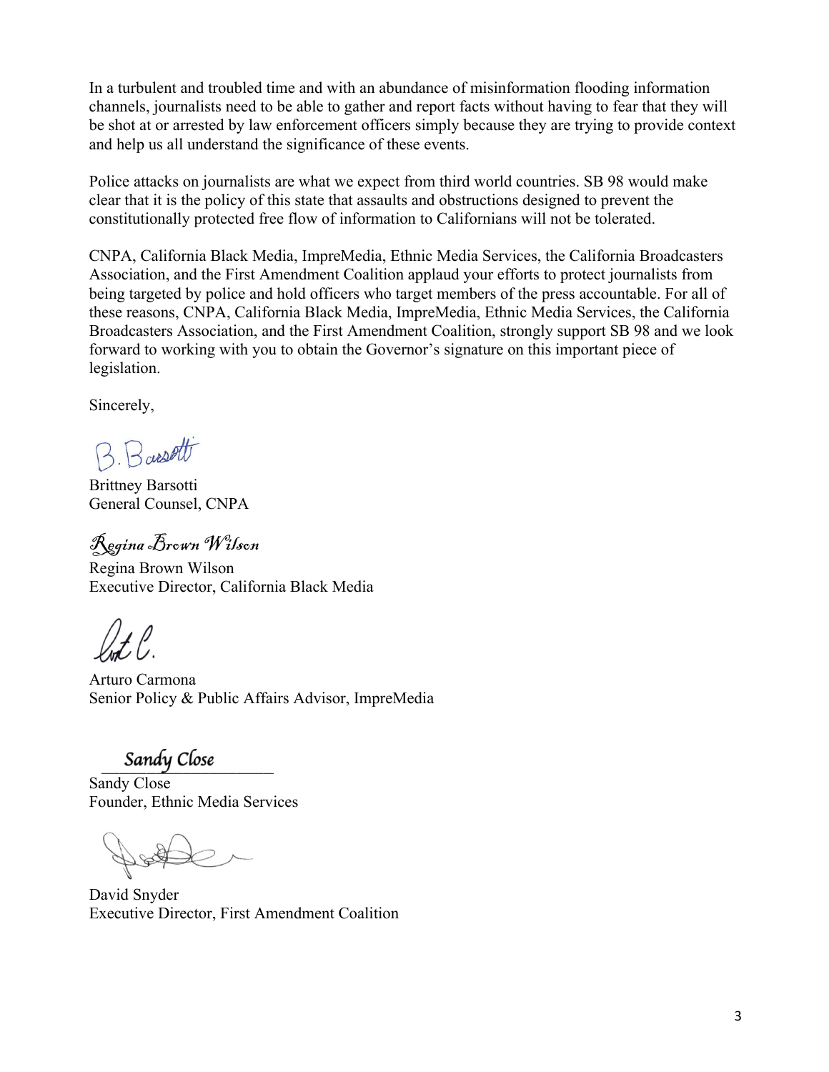In a turbulent and troubled time and with an abundance of misinformation flooding information channels, journalists need to be able to gather and report facts without having to fear that they will be shot at or arrested by law enforcement officers simply because they are trying to provide context and help us all understand the significance of these events.

Police attacks on journalists are what we expect from third world countries. SB 98 would make clear that it is the policy of this state that assaults and obstructions designed to prevent the constitutionally protected free flow of information to Californians will not be tolerated.

CNPA, California Black Media, ImpreMedia, Ethnic Media Services, the California Broadcasters Association, and the First Amendment Coalition applaud your efforts to protect journalists from being targeted by police and hold officers who target members of the press accountable. For all of these reasons, CNPA, California Black Media, ImpreMedia, Ethnic Media Services, the California Broadcasters Association, and the First Amendment Coalition, strongly support SB 98 and we look forward to working with you to obtain the Governor's signature on this important piece of legislation.

Sincerely,

B. Barsotti

Brittney Barsotti
General Counsel, CNPA

*Regina Brown Wilson*

Regina Brown Wilson
Executive Director, California Black Media

Arturo Carmona
Senior Policy & Public Affairs Advisor, ImpreMedia

*Sandy Close*

Sandy Close
Founder, Ethnic Media Services

David Snyder
Executive Director, First Amendment Coalition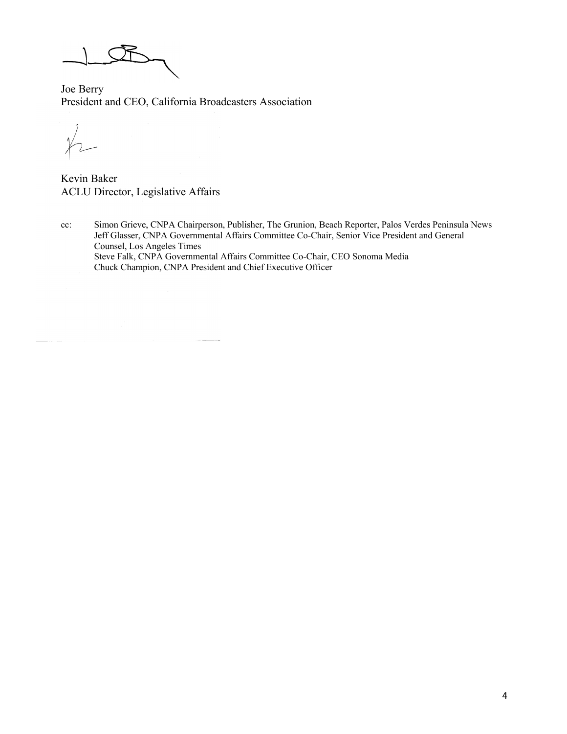Joe Berry
President and CEO, California Broadcasters Association

Kevin Baker
ACLU Director, Legislative Affairs

cc: Simon Grieve, CNPA Chairperson, Publisher, The Grunion, Beach Reporter, Palos Verdes Peninsula News
Jeff Glasser, CNPA Governmental Affairs Committee Co-Chair, Senior Vice President and General Counsel, Los Angeles Times
Steve Falk, CNPA Governmental Affairs Committee Co-Chair, CEO Sonoma Media
Chuck Champion, CNPA President and Chief Executive Officer